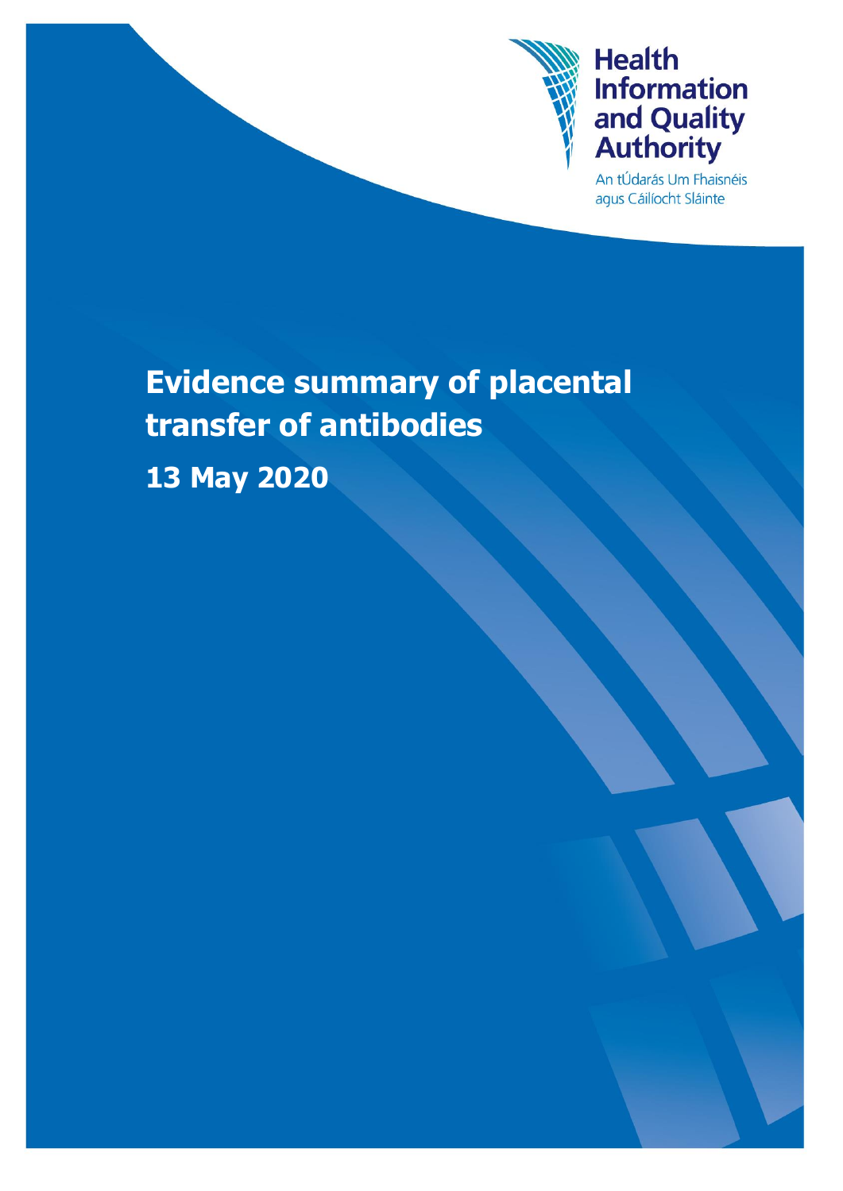**Health Information and Quality Authority**

An tÚdarás Um Fhaisnéis agus Cáilíocht Sláinte

# Evidence summary of placental transfer of antibodies

**13 May 2020**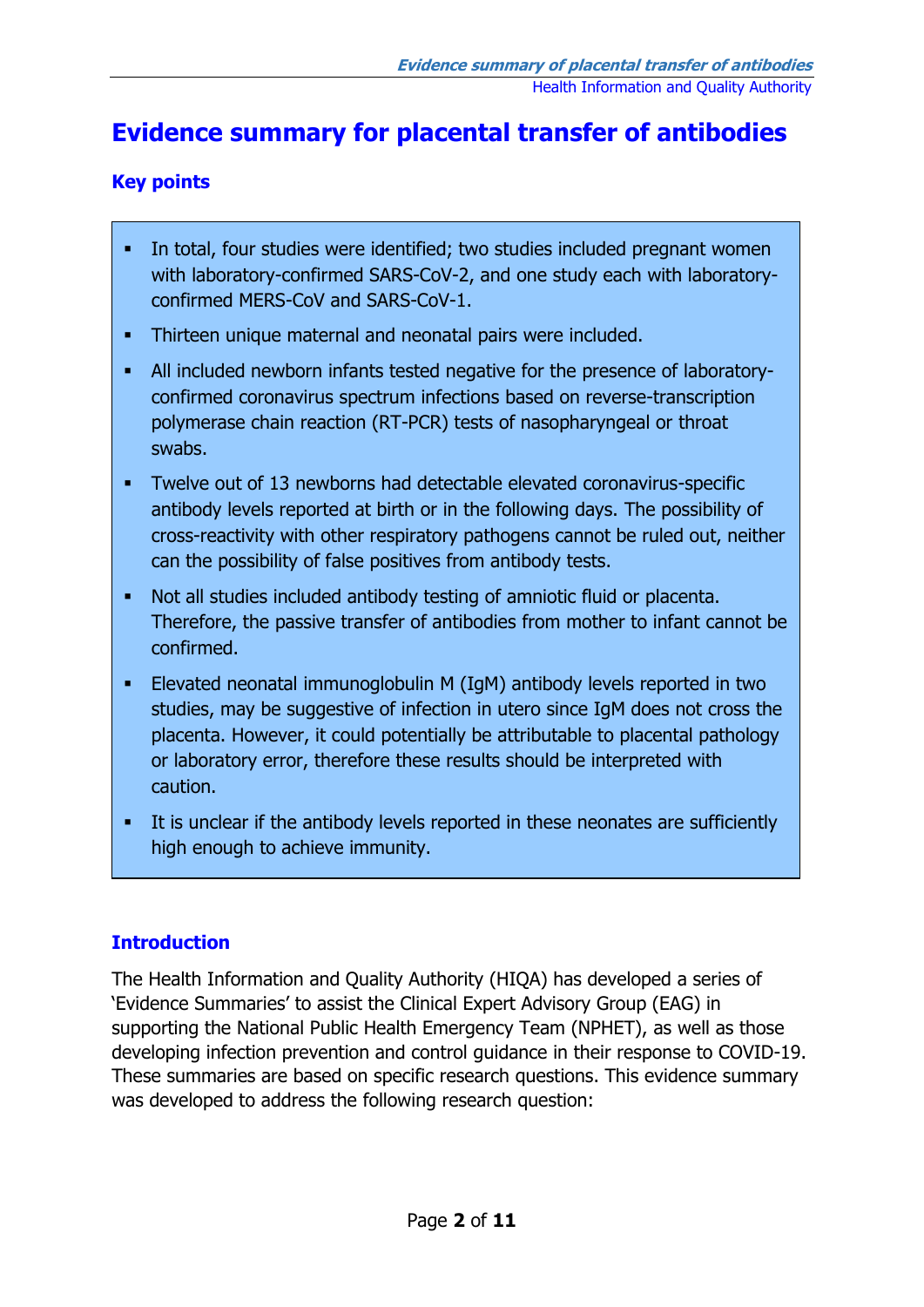# Evidence summary for placental transfer of antibodies

## Key points

- In total, four studies were identified; two studies included pregnant women with laboratory-confirmed SARS-CoV-2, and one study each with laboratory-confirmed MERS-CoV and SARS-CoV-1.
- Thirteen unique maternal and neonatal pairs were included.
- All included newborn infants tested negative for the presence of laboratory-confirmed coronavirus spectrum infections based on reverse-transcription polymerase chain reaction (RT-PCR) tests of nasopharyngeal or throat swabs.
- Twelve out of 13 newborns had detectable elevated coronavirus-specific antibody levels reported at birth or in the following days. The possibility of cross-reactivity with other respiratory pathogens cannot be ruled out, neither can the possibility of false positives from antibody tests.
- Not all studies included antibody testing of amniotic fluid or placenta. Therefore, the passive transfer of antibodies from mother to infant cannot be confirmed.
- Elevated neonatal immunoglobulin M (IgM) antibody levels reported in two studies, may be suggestive of infection in utero since IgM does not cross the placenta. However, it could potentially be attributable to placental pathology or laboratory error, therefore these results should be interpreted with caution.
- It is unclear if the antibody levels reported in these neonates are sufficiently high enough to achieve immunity.

## Introduction

The Health Information and Quality Authority (HIQA) has developed a series of 'Evidence Summaries' to assist the Clinical Expert Advisory Group (EAG) in supporting the National Public Health Emergency Team (NPHET), as well as those developing infection prevention and control guidance in their response to COVID-19. These summaries are based on specific research questions. This evidence summary was developed to address the following research question: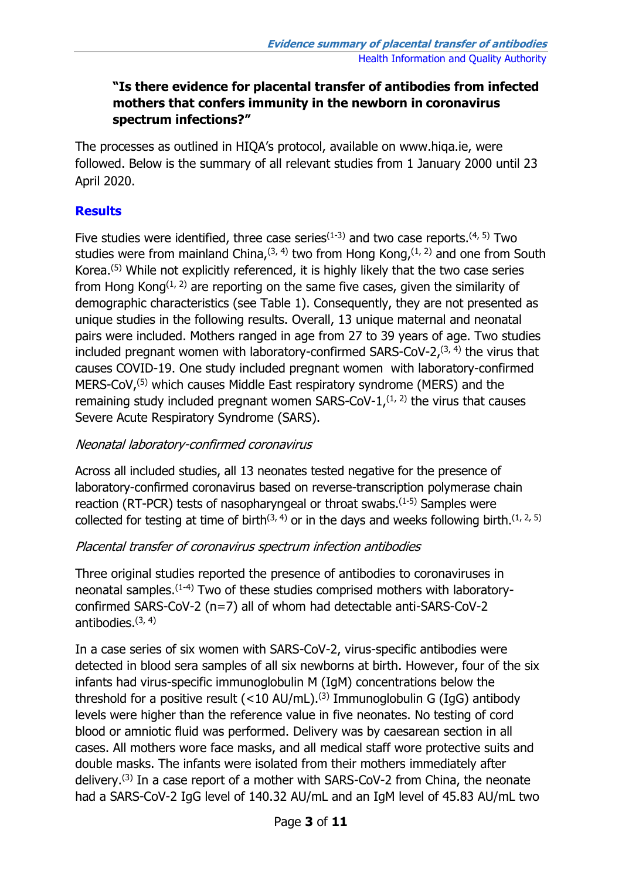**"Is there evidence for placental transfer of antibodies from infected mothers that confers immunity in the newborn in coronavirus spectrum infections?"**

The processes as outlined in HIQA's protocol, available on www.hiqa.ie, were followed. Below is the summary of all relevant studies from 1 January 2000 until 23 April 2020.

## Results

Five studies were identified, three case series[1-3] and two case reports.[4, 5] Two studies were from mainland China,[3, 4] two from Hong Kong,[1, 2] and one from South Korea.[5] While not explicitly referenced, it is highly likely that the two case series from Hong Kong[1, 2] are reporting on the same five cases, given the similarity of demographic characteristics (see Table 1). Consequently, they are not presented as unique studies in the following results. Overall, 13 unique maternal and neonatal pairs were included. Mothers ranged in age from 27 to 39 years of age. Two studies included pregnant women with laboratory-confirmed SARS-CoV-2,[3, 4] the virus that causes COVID-19. One study included pregnant women with laboratory-confirmed MERS-CoV,[5] which causes Middle East respiratory syndrome (MERS) and the remaining study included pregnant women SARS-CoV-1,[1, 2] the virus that causes Severe Acute Respiratory Syndrome (SARS).

*Neonatal laboratory-confirmed coronavirus*

Across all included studies, all 13 neonates tested negative for the presence of laboratory-confirmed coronavirus based on reverse-transcription polymerase chain reaction (RT-PCR) tests of nasopharyngeal or throat swabs.[1-5] Samples were collected for testing at time of birth[3, 4] or in the days and weeks following birth.[1, 2, 5]

*Placental transfer of coronavirus spectrum infection antibodies*

Three original studies reported the presence of antibodies to coronaviruses in neonatal samples.[1-4] Two of these studies comprised mothers with laboratory-confirmed SARS-CoV-2 (n=7) all of whom had detectable anti-SARS-CoV-2 antibodies.[3, 4]

In a case series of six women with SARS-CoV-2, virus-specific antibodies were detected in blood sera samples of all six newborns at birth. However, four of the six infants had virus-specific immunoglobulin M (IgM) concentrations below the threshold for a positive result (<10 AU/mL).[3] Immunoglobulin G (IgG) antibody levels were higher than the reference value in five neonates. No testing of cord blood or amniotic fluid was performed. Delivery was by caesarean section in all cases. All mothers wore face masks, and all medical staff wore protective suits and double masks. The infants were isolated from their mothers immediately after delivery.[3] In a case report of a mother with SARS-CoV-2 from China, the neonate had a SARS-CoV-2 IgG level of 140.32 AU/mL and an IgM level of 45.83 AU/mL two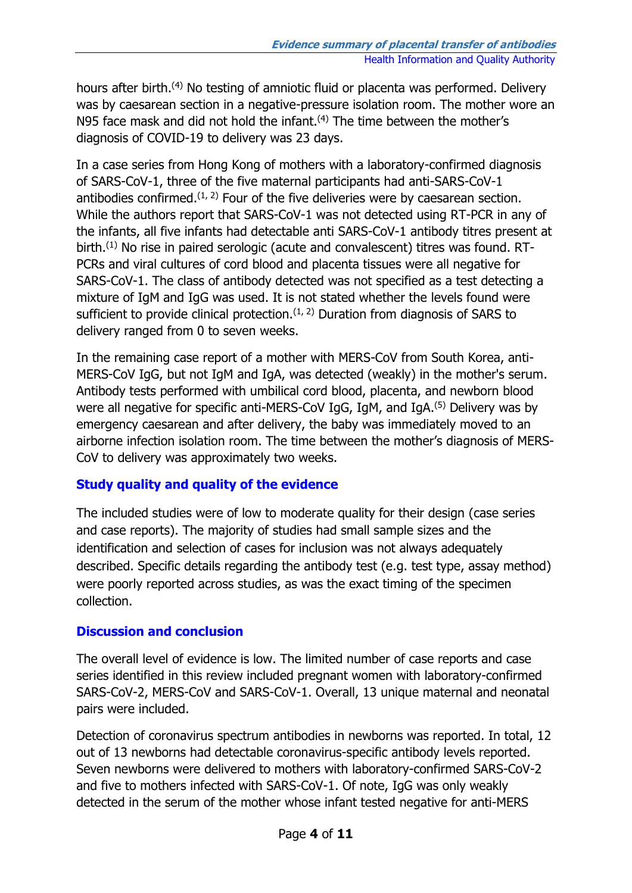hours after birth.[4] No testing of amniotic fluid or placenta was performed. Delivery was by caesarean section in a negative-pressure isolation room. The mother wore an N95 face mask and did not hold the infant.[4] The time between the mother's diagnosis of COVID-19 to delivery was 23 days.

In a case series from Hong Kong of mothers with a laboratory-confirmed diagnosis of SARS-CoV-1, three of the five maternal participants had anti-SARS-CoV-1 antibodies confirmed.[1, 2] Four of the five deliveries were by caesarean section. While the authors report that SARS-CoV-1 was not detected using RT-PCR in any of the infants, all five infants had detectable anti SARS-CoV-1 antibody titres present at birth.[1] No rise in paired serologic (acute and convalescent) titres was found. RT-PCRs and viral cultures of cord blood and placenta tissues were all negative for SARS-CoV-1. The class of antibody detected was not specified as a test detecting a mixture of IgM and IgG was used. It is not stated whether the levels found were sufficient to provide clinical protection.[1, 2] Duration from diagnosis of SARS to delivery ranged from 0 to seven weeks.

In the remaining case report of a mother with MERS-CoV from South Korea, anti-MERS-CoV IgG, but not IgM and IgA, was detected (weakly) in the mother's serum. Antibody tests performed with umbilical cord blood, placenta, and newborn blood were all negative for specific anti-MERS-CoV IgG, IgM, and IgA.[5] Delivery was by emergency caesarean and after delivery, the baby was immediately moved to an airborne infection isolation room. The time between the mother's diagnosis of MERS-CoV to delivery was approximately two weeks.

## Study quality and quality of the evidence

The included studies were of low to moderate quality for their design (case series and case reports). The majority of studies had small sample sizes and the identification and selection of cases for inclusion was not always adequately described. Specific details regarding the antibody test (e.g. test type, assay method) were poorly reported across studies, as was the exact timing of the specimen collection.

## Discussion and conclusion

The overall level of evidence is low. The limited number of case reports and case series identified in this review included pregnant women with laboratory-confirmed SARS-CoV-2, MERS-CoV and SARS-CoV-1. Overall, 13 unique maternal and neonatal pairs were included.

Detection of coronavirus spectrum antibodies in newborns was reported. In total, 12 out of 13 newborns had detectable coronavirus-specific antibody levels reported. Seven newborns were delivered to mothers with laboratory-confirmed SARS-CoV-2 and five to mothers infected with SARS-CoV-1. Of note, IgG was only weakly detected in the serum of the mother whose infant tested negative for anti-MERS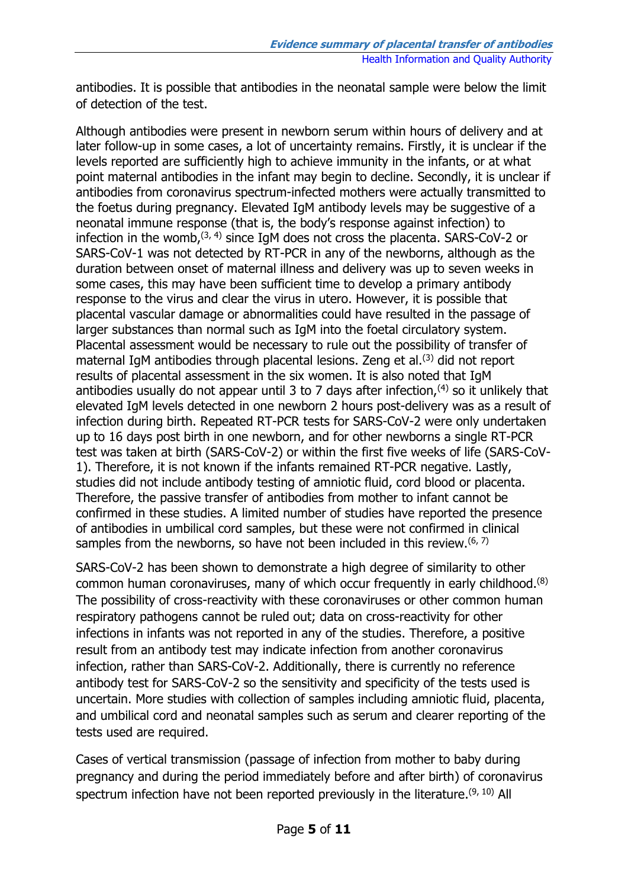antibodies. It is possible that antibodies in the neonatal sample were below the limit of detection of the test.

Although antibodies were present in newborn serum within hours of delivery and at later follow-up in some cases, a lot of uncertainty remains. Firstly, it is unclear if the levels reported are sufficiently high to achieve immunity in the infants, or at what point maternal antibodies in the infant may begin to decline. Secondly, it is unclear if antibodies from coronavirus spectrum-infected mothers were actually transmitted to the foetus during pregnancy. Elevated IgM antibody levels may be suggestive of a neonatal immune response (that is, the body's response against infection) to infection in the womb,[3, 4] since IgM does not cross the placenta. SARS-CoV-2 or SARS-CoV-1 was not detected by RT-PCR in any of the newborns, although as the duration between onset of maternal illness and delivery was up to seven weeks in some cases, this may have been sufficient time to develop a primary antibody response to the virus and clear the virus in utero. However, it is possible that placental vascular damage or abnormalities could have resulted in the passage of larger substances than normal such as IgM into the foetal circulatory system. Placental assessment would be necessary to rule out the possibility of transfer of maternal IgM antibodies through placental lesions. Zeng et al.[3] did not report results of placental assessment in the six women. It is also noted that IgM antibodies usually do not appear until 3 to 7 days after infection,[4] so it unlikely that elevated IgM levels detected in one newborn 2 hours post-delivery was as a result of infection during birth. Repeated RT-PCR tests for SARS-CoV-2 were only undertaken up to 16 days post birth in one newborn, and for other newborns a single RT-PCR test was taken at birth (SARS-CoV-2) or within the first five weeks of life (SARS-CoV-1). Therefore, it is not known if the infants remained RT-PCR negative. Lastly, studies did not include antibody testing of amniotic fluid, cord blood or placenta. Therefore, the passive transfer of antibodies from mother to infant cannot be confirmed in these studies. A limited number of studies have reported the presence of antibodies in umbilical cord samples, but these were not confirmed in clinical samples from the newborns, so have not been included in this review.[6, 7]

SARS-CoV-2 has been shown to demonstrate a high degree of similarity to other common human coronaviruses, many of which occur frequently in early childhood.[8] The possibility of cross-reactivity with these coronaviruses or other common human respiratory pathogens cannot be ruled out; data on cross-reactivity for other infections in infants was not reported in any of the studies. Therefore, a positive result from an antibody test may indicate infection from another coronavirus infection, rather than SARS-CoV-2. Additionally, there is currently no reference antibody test for SARS-CoV-2 so the sensitivity and specificity of the tests used is uncertain. More studies with collection of samples including amniotic fluid, placenta, and umbilical cord and neonatal samples such as serum and clearer reporting of the tests used are required.

Cases of vertical transmission (passage of infection from mother to baby during pregnancy and during the period immediately before and after birth) of coronavirus spectrum infection have not been reported previously in the literature.[9, 10] All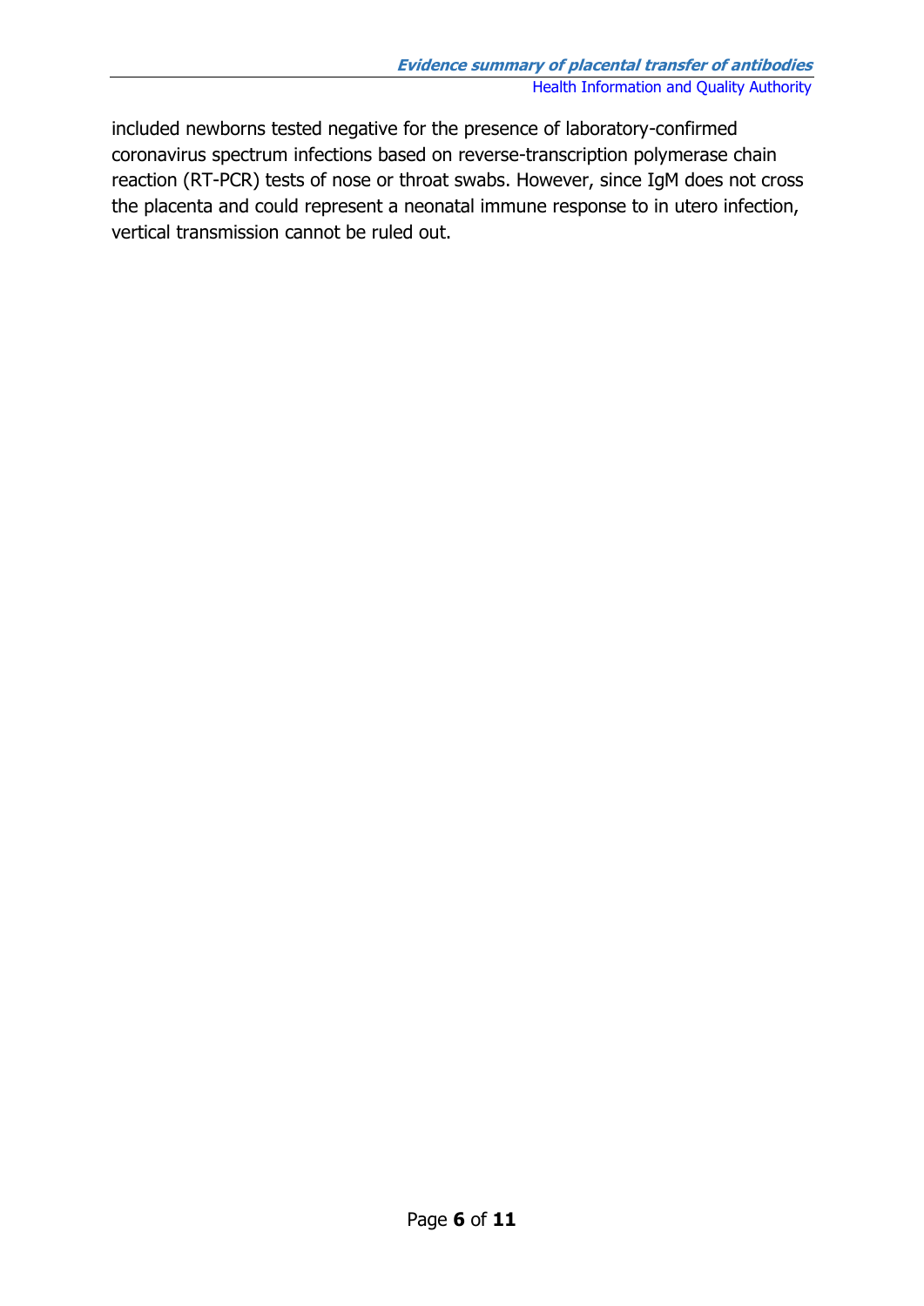included newborns tested negative for the presence of laboratory-confirmed coronavirus spectrum infections based on reverse-transcription polymerase chain reaction (RT-PCR) tests of nose or throat swabs. However, since IgM does not cross the placenta and could represent a neonatal immune response to in utero infection, vertical transmission cannot be ruled out.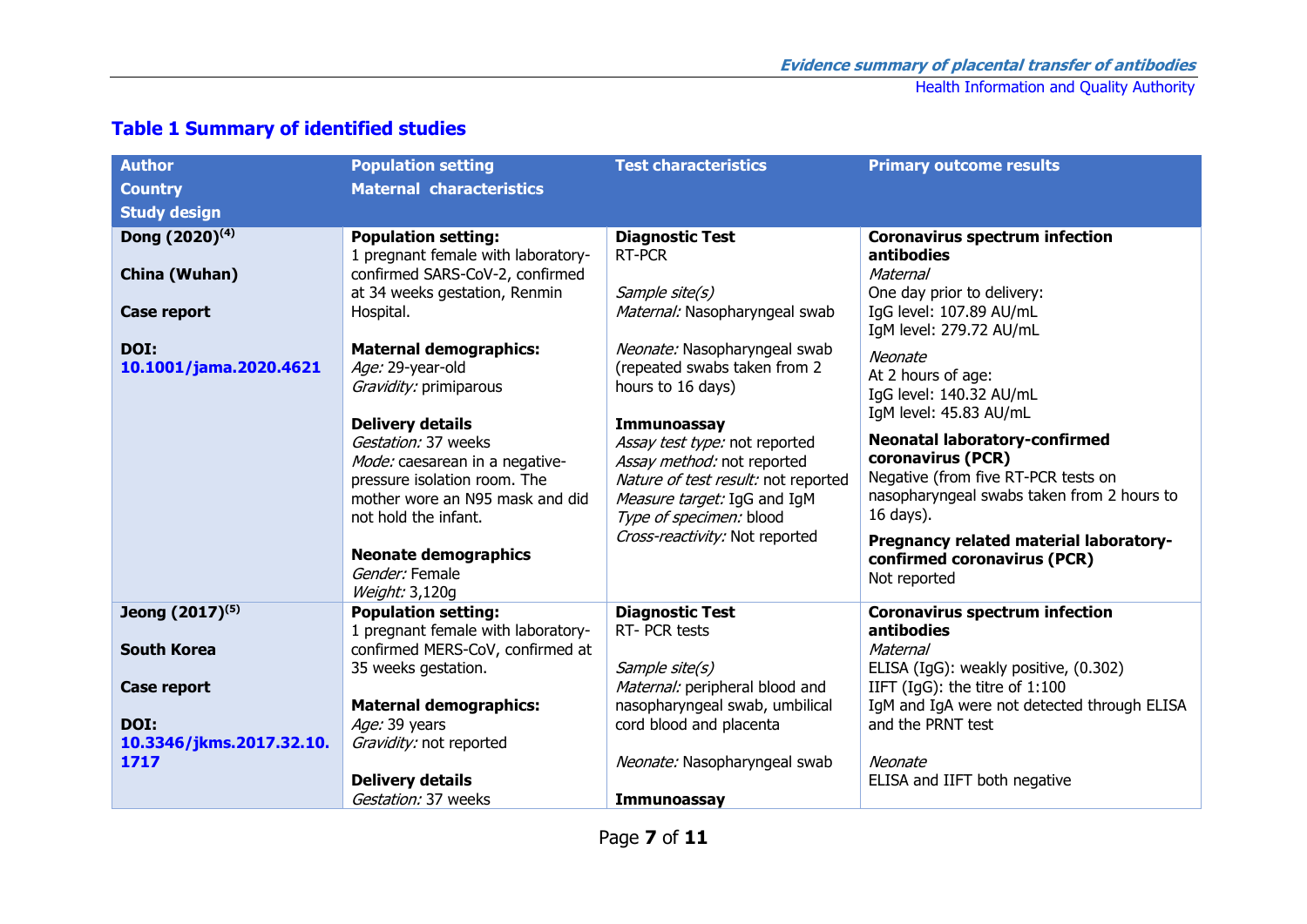## Table 1 Summary of identified studies

| Author<br>Country<br>Study design | Population setting<br>Maternal characteristics | Test characteristics | Primary outcome results |
|---|---|---|---|
| **Dong (2020)[4]**<br><br>**China (Wuhan)**<br><br>**Case report**<br><br>**DOI: 10.1001/jama.2020.4621** | **Population setting:**<br>1 pregnant female with laboratory-confirmed SARS-CoV-2, confirmed at 34 weeks gestation, Renmin Hospital.<br><br>**Maternal demographics:**<br>*Age:* 29-year-old<br>*Gravidity:* primiparous<br><br>**Delivery details**<br>*Gestation:* 37 weeks<br>*Mode:* caesarean in a negative-pressure isolation room. The mother wore an N95 mask and did not hold the infant.<br><br>**Neonate demographics**<br>*Gender:* Female<br>*Weight:* 3,120g | **Diagnostic Test**<br>RT-PCR<br><br>*Sample site(s)*<br>*Maternal:* Nasopharyngeal swab<br><br>*Neonate:* Nasopharyngeal swab (repeated swabs taken from 2 hours to 16 days)<br><br>**Immunoassay**<br>*Assay test type:* not reported<br>*Assay method:* not reported<br>*Nature of test result:* not reported<br>*Measure target:* IgG and IgM<br>*Type of specimen:* blood<br>*Cross-reactivity:* Not reported | **Coronavirus spectrum infection antibodies**<br>*Maternal*<br>One day prior to delivery:<br>IgG level: 107.89 AU/mL<br>IgM level: 279.72 AU/mL<br><br>*Neonate*<br>At 2 hours of age:<br>IgG level: 140.32 AU/mL<br>IgM level: 45.83 AU/mL<br><br>**Neonatal laboratory-confirmed coronavirus (PCR)**<br>Negative (from five RT-PCR tests on nasopharyngeal swabs taken from 2 hours to 16 days).<br><br>**Pregnancy related material laboratory-confirmed coronavirus (PCR)**<br>Not reported |
| **Jeong (2017)[5]**<br><br>**South Korea**<br><br>**Case report**<br><br>**DOI: 10.3346/jkms.2017.32.10.1717** | **Population setting:**<br>1 pregnant female with laboratory-confirmed MERS-CoV, confirmed at 35 weeks gestation.<br><br>**Maternal demographics:**<br>*Age:* 39 years<br>*Gravidity:* not reported<br><br>**Delivery details**<br>*Gestation:* 37 weeks | **Diagnostic Test**<br>RT- PCR tests<br><br>*Sample site(s)*<br>*Maternal:* peripheral blood and nasopharyngeal swab, umbilical cord blood and placenta<br><br>*Neonate:* Nasopharyngeal swab<br><br>**Immunoassay** | **Coronavirus spectrum infection antibodies**<br>*Maternal*<br>ELISA (IgG): weakly positive, (0.302)<br>IIFT (IgG): the titre of 1:100<br>IgM and IgA were not detected through ELISA and the PRNT test<br><br>*Neonate*<br>ELISA and IIFT both negative |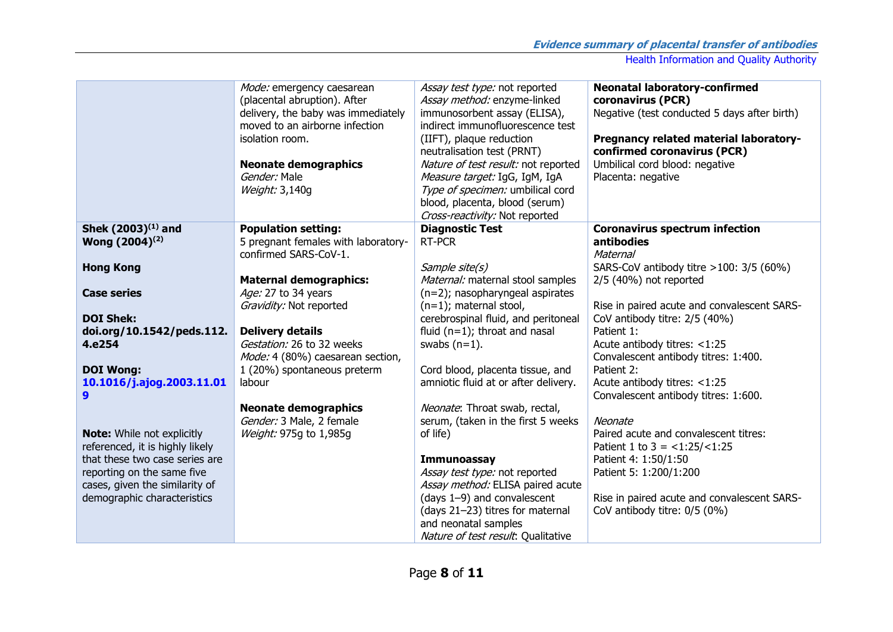| | | | |
|---|---|---|---|
| | *Mode:* emergency caesarean (placental abruption). After delivery, the baby was immediately moved to an airborne infection isolation room.<br><br>**Neonate demographics**<br>*Gender:* Male<br>*Weight:* 3,140g | *Assay test type:* not reported<br>*Assay method:* enzyme-linked immunosorbent assay (ELISA), indirect immunofluorescence test (IIFT), plaque reduction neutralisation test (PRNT)<br>*Nature of test result:* not reported<br>*Measure target:* IgG, IgM, IgA<br>*Type of specimen:* umbilical cord blood, placenta, blood (serum)<br>*Cross-reactivity:* Not reported | **Neonatal laboratory-confirmed coronavirus (PCR)**<br>Negative (test conducted 5 days after birth)<br><br>**Pregnancy related material laboratory-confirmed coronavirus (PCR)**<br>Umbilical cord blood: negative<br>Placenta: negative |
| **Shek (2003)[1] and Wong (2004)[2]**<br><br>**Hong Kong**<br><br>**Case series**<br><br>**DOI Shek: doi.org/10.1542/peds.112.4.e254**<br><br>**DOI Wong: 10.1016/j.ajog.2003.11.019**<br><br>**Note:** While not explicitly referenced, it is highly likely that these two case series are reporting on the same five cases, given the similarity of demographic characteristics | **Population setting:**<br>5 pregnant females with laboratory-confirmed SARS-CoV-1.<br><br>**Maternal demographics:**<br>*Age:* 27 to 34 years<br>*Gravidity:* Not reported<br><br>**Delivery details**<br>*Gestation:* 26 to 32 weeks<br>*Mode:* 4 (80%) caesarean section, 1 (20%) spontaneous preterm labour<br><br>**Neonate demographics**<br>*Gender:* 3 Male, 2 female<br>*Weight:* 975g to 1,985g | **Diagnostic Test**<br>RT-PCR<br><br>*Sample site(s)*<br>*Maternal:* maternal stool samples (n=2); nasopharyngeal aspirates (n=1); maternal stool, cerebrospinal fluid, and peritoneal fluid (n=1); throat and nasal swabs (n=1).<br><br>Cord blood, placenta tissue, and amniotic fluid at or after delivery.<br><br>*Neonate*: Throat swab, rectal, serum, (taken in the first 5 weeks of life)<br><br>**Immunoassay**<br>*Assay test type:* not reported<br>*Assay method:* ELISA paired acute (days 1–9) and convalescent (days 21–23) titres for maternal and neonatal samples<br>*Nature of test result*: Qualitative | **Coronavirus spectrum infection antibodies**<br>*Maternal*<br>SARS-CoV antibody titre >100: 3/5 (60%)<br>2/5 (40%) not reported<br><br>Rise in paired acute and convalescent SARS-CoV antibody titre: 2/5 (40%)<br>Patient 1:<br>Acute antibody titres: <1:25<br>Convalescent antibody titres: 1:400.<br>Patient 2:<br>Acute antibody titres: <1:25<br>Convalescent antibody titres: 1:600.<br><br>*Neonate*<br>Paired acute and convalescent titres:<br>Patient 1 to 3 = <1:25/<1:25<br>Patient 4: 1:50/1:50<br>Patient 5: 1:200/1:200<br><br>Rise in paired acute and convalescent SARS-CoV antibody titre: 0/5 (0%) |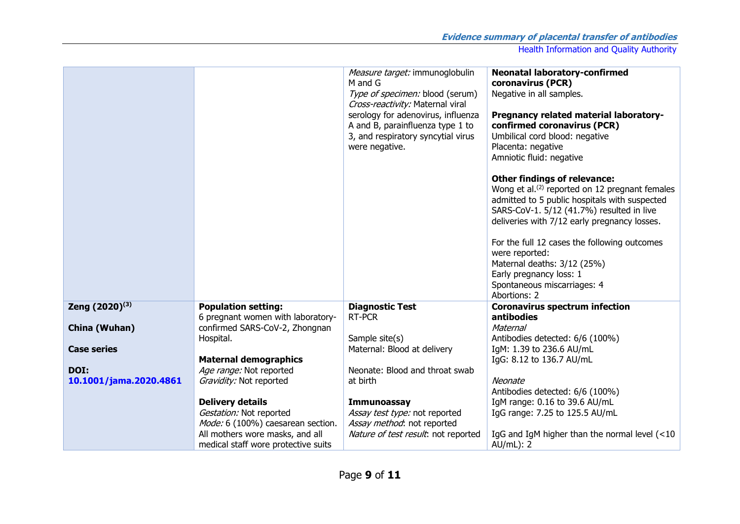| | | | |
|---|---|---|---|
| | | *Measure target:* immunoglobulin M and G<br>*Type of specimen:* blood (serum)<br>*Cross-reactivity:* Maternal viral serology for adenovirus, influenza A and B, parainfluenza type 1 to 3, and respiratory syncytial virus were negative. | **Neonatal laboratory-confirmed coronavirus (PCR)**<br>Negative in all samples.<br><br>**Pregnancy related material laboratory-confirmed coronavirus (PCR)**<br>Umbilical cord blood: negative<br>Placenta: negative<br>Amniotic fluid: negative<br><br>**Other findings of relevance:**<br>Wong et al.[2] reported on 12 pregnant females admitted to 5 public hospitals with suspected SARS-CoV-1. 5/12 (41.7%) resulted in live deliveries with 7/12 early pregnancy losses.<br><br>For the full 12 cases the following outcomes were reported:<br>Maternal deaths: 3/12 (25%)<br>Early pregnancy loss: 1<br>Spontaneous miscarriages: 4<br>Abortions: 2 |
| **Zeng (2020)[3]**<br><br>**China (Wuhan)**<br><br>**Case series**<br><br>**DOI:**<br>**10.1001/jama.2020.4861** | **Population setting:**<br>6 pregnant women with laboratory-confirmed SARS-CoV-2, Zhongnan Hospital.<br><br>**Maternal demographics**<br>*Age range:* Not reported<br>*Gravidity:* Not reported<br><br>**Delivery details**<br>*Gestation:* Not reported<br>*Mode:* 6 (100%) caesarean section. All mothers wore masks, and all medical staff wore protective suits | **Diagnostic Test**<br>RT-PCR<br><br>Sample site(s)<br>Maternal: Blood at delivery<br><br>Neonate: Blood and throat swab at birth<br><br>**Immunoassay**<br>*Assay test type:* not reported<br>*Assay method*: not reported<br>*Nature of test result*: not reported | **Coronavirus spectrum infection antibodies**<br>*Maternal*<br>Antibodies detected: 6/6 (100%)<br>IgM: 1.39 to 236.6 AU/mL<br>IgG: 8.12 to 136.7 AU/mL<br><br>*Neonate*<br>Antibodies detected: 6/6 (100%)<br>IgM range: 0.16 to 39.6 AU/mL<br>IgG range: 7.25 to 125.5 AU/mL<br><br>IgG and IgM higher than the normal level (<10 AU/mL): 2 |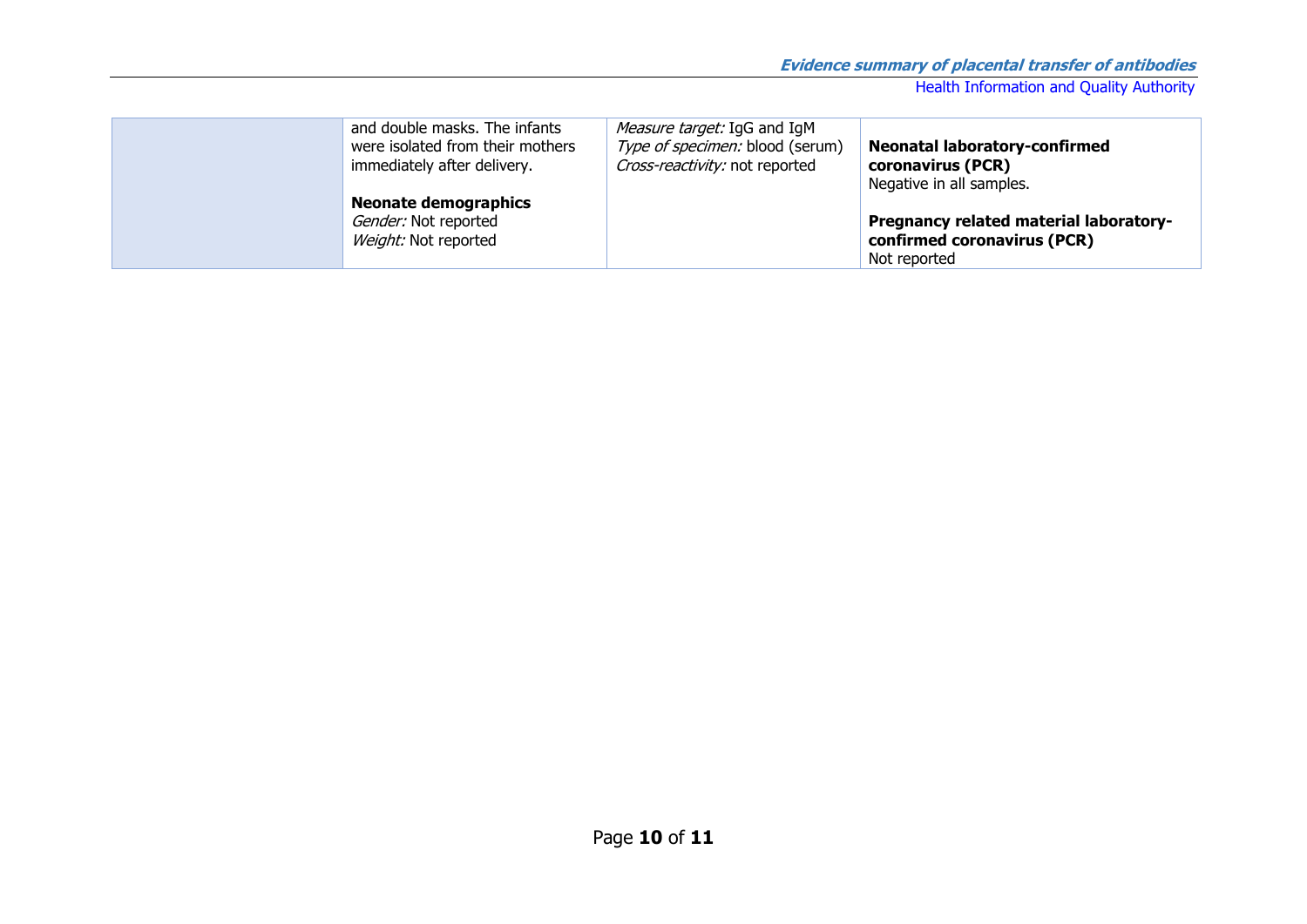| | | | |
|---|---|---|---|
| | and double masks. The infants were isolated from their mothers immediately after delivery.<br><br>**Neonate demographics**<br>*Gender:* Not reported<br>*Weight:* Not reported | *Measure target:* IgG and IgM<br>*Type of specimen:* blood (serum)<br>*Cross-reactivity:* not reported | **Neonatal laboratory-confirmed coronavirus (PCR)**<br>Negative in all samples.<br><br>**Pregnancy related material laboratory-confirmed coronavirus (PCR)**<br>Not reported |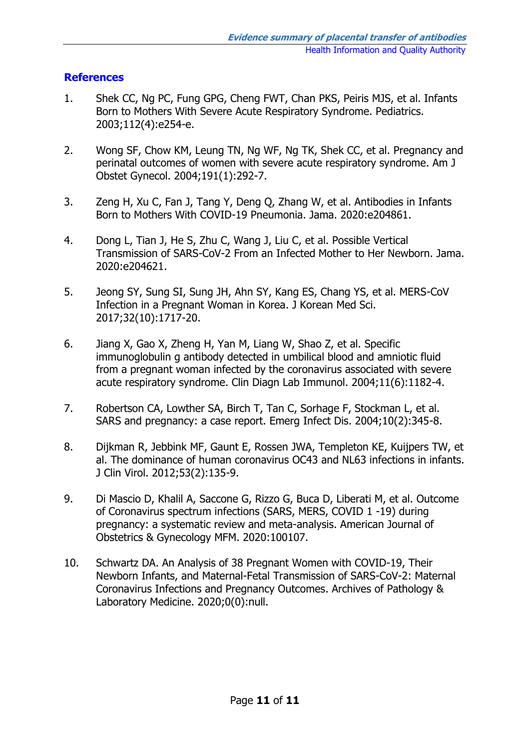## References

1. Shek CC, Ng PC, Fung GPG, Cheng FWT, Chan PKS, Peiris MJS, et al. Infants Born to Mothers With Severe Acute Respiratory Syndrome. Pediatrics. 2003;112(4):e254-e.

2. Wong SF, Chow KM, Leung TN, Ng WF, Ng TK, Shek CC, et al. Pregnancy and perinatal outcomes of women with severe acute respiratory syndrome. Am J Obstet Gynecol. 2004;191(1):292-7.

3. Zeng H, Xu C, Fan J, Tang Y, Deng Q, Zhang W, et al. Antibodies in Infants Born to Mothers With COVID-19 Pneumonia. Jama. 2020:e204861.

4. Dong L, Tian J, He S, Zhu C, Wang J, Liu C, et al. Possible Vertical Transmission of SARS-CoV-2 From an Infected Mother to Her Newborn. Jama. 2020:e204621.

5. Jeong SY, Sung SI, Sung JH, Ahn SY, Kang ES, Chang YS, et al. MERS-CoV Infection in a Pregnant Woman in Korea. J Korean Med Sci. 2017;32(10):1717-20.

6. Jiang X, Gao X, Zheng H, Yan M, Liang W, Shao Z, et al. Specific immunoglobulin g antibody detected in umbilical blood and amniotic fluid from a pregnant woman infected by the coronavirus associated with severe acute respiratory syndrome. Clin Diagn Lab Immunol. 2004;11(6):1182-4.

7. Robertson CA, Lowther SA, Birch T, Tan C, Sorhage F, Stockman L, et al. SARS and pregnancy: a case report. Emerg Infect Dis. 2004;10(2):345-8.

8. Dijkman R, Jebbink MF, Gaunt E, Rossen JWA, Templeton KE, Kuijpers TW, et al. The dominance of human coronavirus OC43 and NL63 infections in infants. J Clin Virol. 2012;53(2):135-9.

9. Di Mascio D, Khalil A, Saccone G, Rizzo G, Buca D, Liberati M, et al. Outcome of Coronavirus spectrum infections (SARS, MERS, COVID 1 -19) during pregnancy: a systematic review and meta-analysis. American Journal of Obstetrics & Gynecology MFM. 2020:100107.

10. Schwartz DA. An Analysis of 38 Pregnant Women with COVID-19, Their Newborn Infants, and Maternal-Fetal Transmission of SARS-CoV-2: Maternal Coronavirus Infections and Pregnancy Outcomes. Archives of Pathology & Laboratory Medicine. 2020;0(0):null.